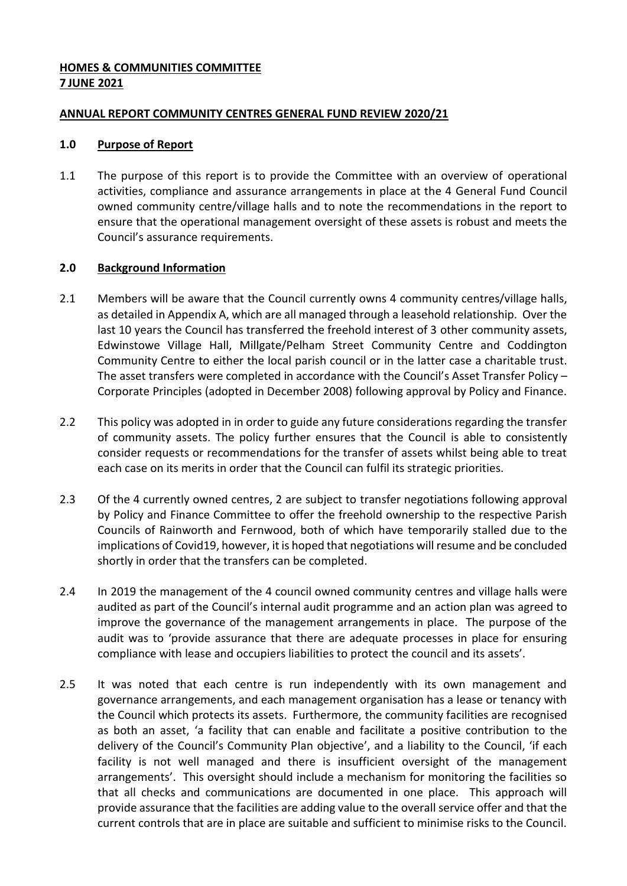**HOMES & COMMUNITIES COMMITTEE**
**7 JUNE 2021**

**ANNUAL REPORT COMMUNITY CENTRES GENERAL FUND REVIEW 2020/21**

**1.0 Purpose of Report**

1.1 The purpose of this report is to provide the Committee with an overview of operational activities, compliance and assurance arrangements in place at the 4 General Fund Council owned community centre/village halls and to note the recommendations in the report to ensure that the operational management oversight of these assets is robust and meets the Council's assurance requirements.

**2.0 Background Information**

2.1 Members will be aware that the Council currently owns 4 community centres/village halls, as detailed in Appendix A, which are all managed through a leasehold relationship. Over the last 10 years the Council has transferred the freehold interest of 3 other community assets, Edwinstowe Village Hall, Millgate/Pelham Street Community Centre and Coddington Community Centre to either the local parish council or in the latter case a charitable trust. The asset transfers were completed in accordance with the Council's Asset Transfer Policy – Corporate Principles (adopted in December 2008) following approval by Policy and Finance.

2.2 This policy was adopted in in order to guide any future considerations regarding the transfer of community assets. The policy further ensures that the Council is able to consistently consider requests or recommendations for the transfer of assets whilst being able to treat each case on its merits in order that the Council can fulfil its strategic priorities.

2.3 Of the 4 currently owned centres, 2 are subject to transfer negotiations following approval by Policy and Finance Committee to offer the freehold ownership to the respective Parish Councils of Rainworth and Fernwood, both of which have temporarily stalled due to the implications of Covid19, however, it is hoped that negotiations will resume and be concluded shortly in order that the transfers can be completed.

2.4 In 2019 the management of the 4 council owned community centres and village halls were audited as part of the Council's internal audit programme and an action plan was agreed to improve the governance of the management arrangements in place. The purpose of the audit was to 'provide assurance that there are adequate processes in place for ensuring compliance with lease and occupiers liabilities to protect the council and its assets'.

2.5 It was noted that each centre is run independently with its own management and governance arrangements, and each management organisation has a lease or tenancy with the Council which protects its assets. Furthermore, the community facilities are recognised as both an asset, 'a facility that can enable and facilitate a positive contribution to the delivery of the Council's Community Plan objective', and a liability to the Council, 'if each facility is not well managed and there is insufficient oversight of the management arrangements'. This oversight should include a mechanism for monitoring the facilities so that all checks and communications are documented in one place. This approach will provide assurance that the facilities are adding value to the overall service offer and that the current controls that are in place are suitable and sufficient to minimise risks to the Council.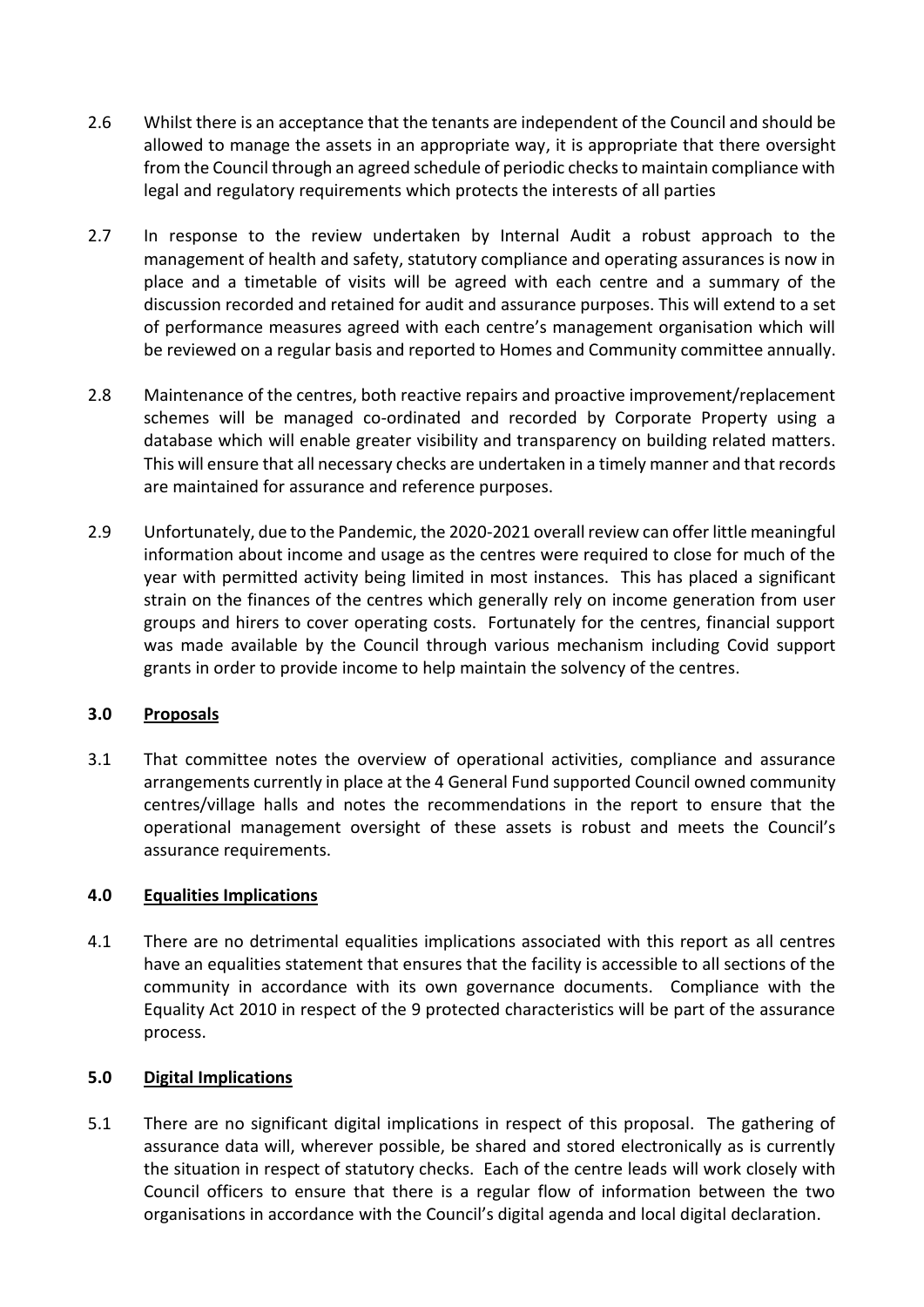2.6 Whilst there is an acceptance that the tenants are independent of the Council and should be allowed to manage the assets in an appropriate way, it is appropriate that there oversight from the Council through an agreed schedule of periodic checks to maintain compliance with legal and regulatory requirements which protects the interests of all parties

2.7 In response to the review undertaken by Internal Audit a robust approach to the management of health and safety, statutory compliance and operating assurances is now in place and a timetable of visits will be agreed with each centre and a summary of the discussion recorded and retained for audit and assurance purposes. This will extend to a set of performance measures agreed with each centre's management organisation which will be reviewed on a regular basis and reported to Homes and Community committee annually.

2.8 Maintenance of the centres, both reactive repairs and proactive improvement/replacement schemes will be managed co-ordinated and recorded by Corporate Property using a database which will enable greater visibility and transparency on building related matters. This will ensure that all necessary checks are undertaken in a timely manner and that records are maintained for assurance and reference purposes.

2.9 Unfortunately, due to the Pandemic, the 2020-2021 overall review can offer little meaningful information about income and usage as the centres were required to close for much of the year with permitted activity being limited in most instances. This has placed a significant strain on the finances of the centres which generally rely on income generation from user groups and hirers to cover operating costs. Fortunately for the centres, financial support was made available by the Council through various mechanism including Covid support grants in order to provide income to help maintain the solvency of the centres.

## 3.0 Proposals

3.1 That committee notes the overview of operational activities, compliance and assurance arrangements currently in place at the 4 General Fund supported Council owned community centres/village halls and notes the recommendations in the report to ensure that the operational management oversight of these assets is robust and meets the Council's assurance requirements.

## 4.0 Equalities Implications

4.1 There are no detrimental equalities implications associated with this report as all centres have an equalities statement that ensures that the facility is accessible to all sections of the community in accordance with its own governance documents. Compliance with the Equality Act 2010 in respect of the 9 protected characteristics will be part of the assurance process.

## 5.0 Digital Implications

5.1 There are no significant digital implications in respect of this proposal. The gathering of assurance data will, wherever possible, be shared and stored electronically as is currently the situation in respect of statutory checks. Each of the centre leads will work closely with Council officers to ensure that there is a regular flow of information between the two organisations in accordance with the Council's digital agenda and local digital declaration.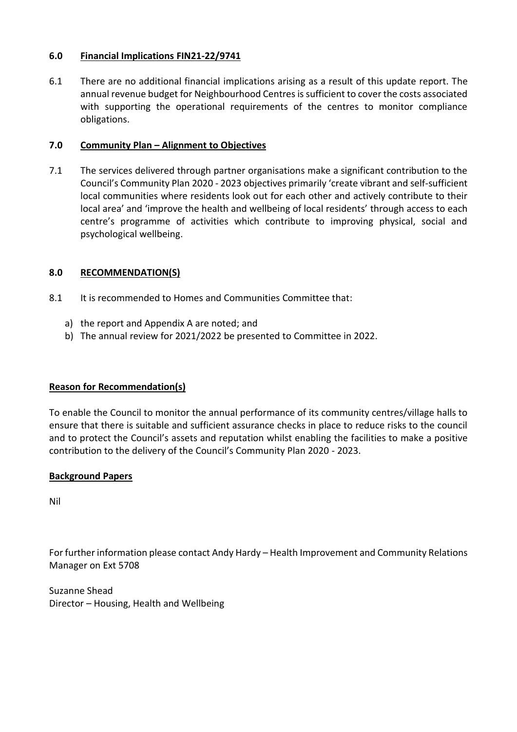## 6.0 Financial Implications FIN21-22/9741

6.1 There are no additional financial implications arising as a result of this update report. The annual revenue budget for Neighbourhood Centres is sufficient to cover the costs associated with supporting the operational requirements of the centres to monitor compliance obligations.

## 7.0 Community Plan – Alignment to Objectives

7.1 The services delivered through partner organisations make a significant contribution to the Council's Community Plan 2020 - 2023 objectives primarily 'create vibrant and self-sufficient local communities where residents look out for each other and actively contribute to their local area' and 'improve the health and wellbeing of local residents' through access to each centre's programme of activities which contribute to improving physical, social and psychological wellbeing.

## 8.0 RECOMMENDATION(S)

8.1 It is recommended to Homes and Communities Committee that:

a) the report and Appendix A are noted; and
b) The annual review for 2021/2022 be presented to Committee in 2022.

**Reason for Recommendation(s)**

To enable the Council to monitor the annual performance of its community centres/village halls to ensure that there is suitable and sufficient assurance checks in place to reduce risks to the council and to protect the Council's assets and reputation whilst enabling the facilities to make a positive contribution to the delivery of the Council's Community Plan 2020 - 2023.

**Background Papers**

Nil

For further information please contact Andy Hardy – Health Improvement and Community Relations Manager on Ext 5708

Suzanne Shead
Director – Housing, Health and Wellbeing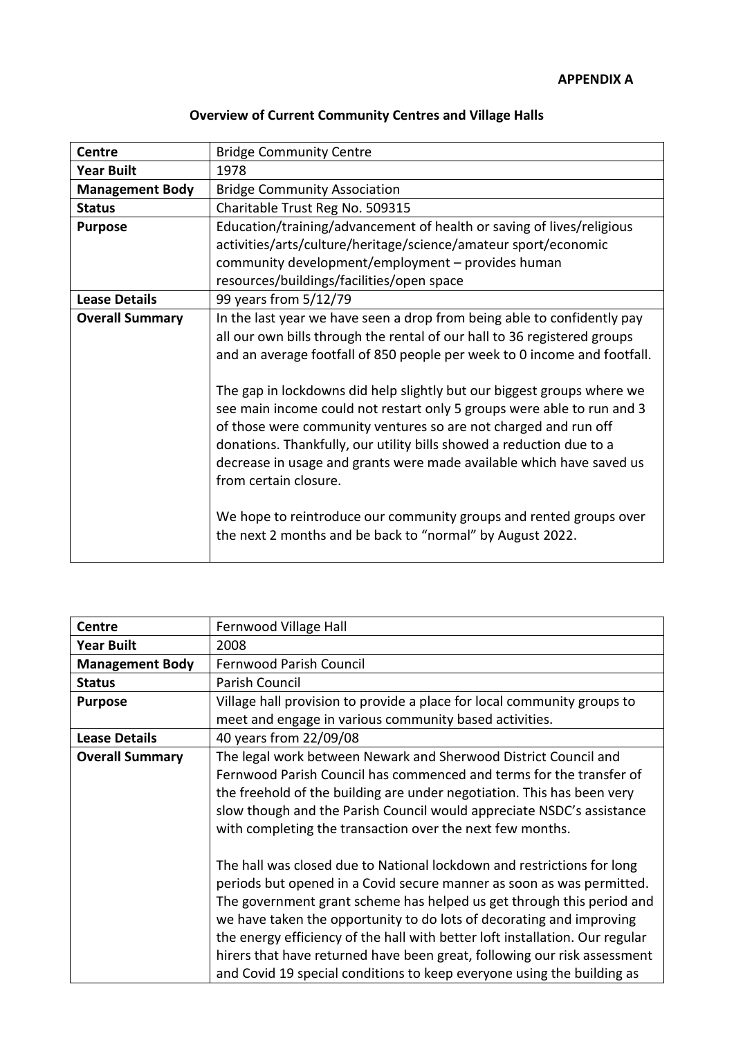**APPENDIX A**

**Overview of Current Community Centres and Village Halls**

| **Centre** | Bridge Community Centre |
|---|---|
| **Year Built** | 1978 |
| **Management Body** | Bridge Community Association |
| **Status** | Charitable Trust Reg No. 509315 |
| **Purpose** | Education/training/advancement of health or saving of lives/religious activities/arts/culture/heritage/science/amateur sport/economic community development/employment – provides human resources/buildings/facilities/open space |
| **Lease Details** | 99 years from 5/12/79 |
| **Overall Summary** | In the last year we have seen a drop from being able to confidently pay all our own bills through the rental of our hall to 36 registered groups and an average footfall of 850 people per week to 0 income and footfall.<br><br>The gap in lockdowns did help slightly but our biggest groups where we see main income could not restart only 5 groups were able to run and 3 of those were community ventures so are not charged and run off donations. Thankfully, our utility bills showed a reduction due to a decrease in usage and grants were made available which have saved us from certain closure.<br><br>We hope to reintroduce our community groups and rented groups over the next 2 months and be back to "normal" by August 2022. |

| **Centre** | Fernwood Village Hall |
|---|---|
| **Year Built** | 2008 |
| **Management Body** | Fernwood Parish Council |
| **Status** | Parish Council |
| **Purpose** | Village hall provision to provide a place for local community groups to meet and engage in various community based activities. |
| **Lease Details** | 40 years from 22/09/08 |
| **Overall Summary** | The legal work between Newark and Sherwood District Council and Fernwood Parish Council has commenced and terms for the transfer of the freehold of the building are under negotiation. This has been very slow though and the Parish Council would appreciate NSDC's assistance with completing the transaction over the next few months.<br><br>The hall was closed due to National lockdown and restrictions for long periods but opened in a Covid secure manner as soon as was permitted. The government grant scheme has helped us get through this period and we have taken the opportunity to do lots of decorating and improving the energy efficiency of the hall with better loft installation. Our regular hirers that have returned have been great, following our risk assessment and Covid 19 special conditions to keep everyone using the building as |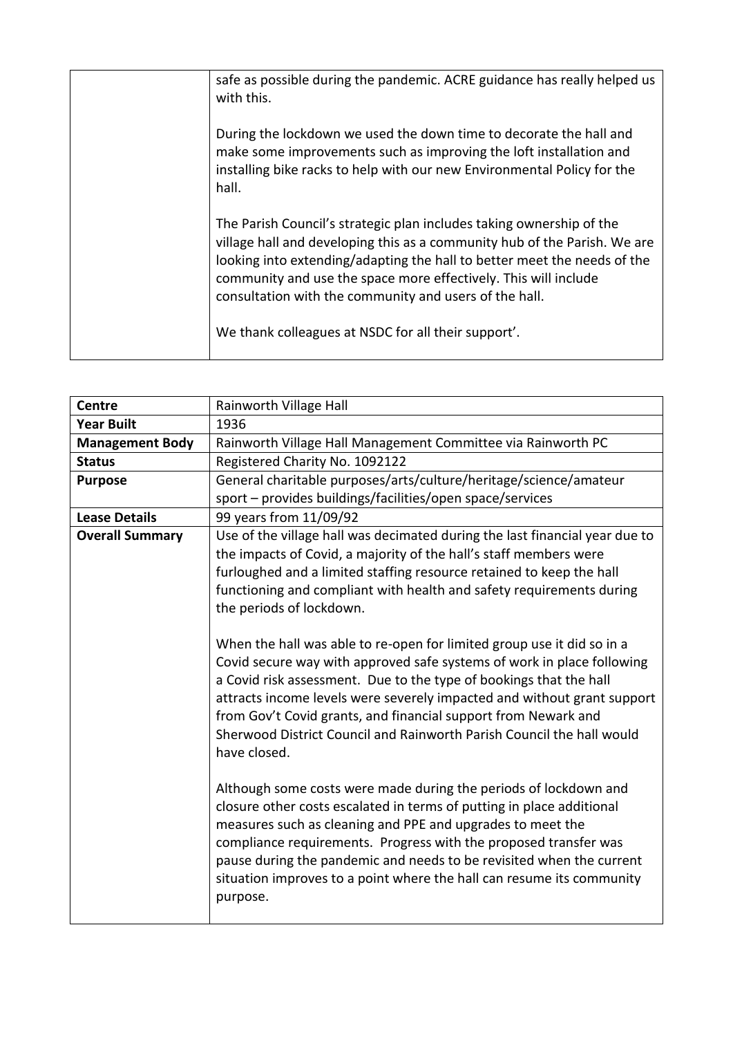| | |
|---|---|
| | safe as possible during the pandemic. ACRE guidance has really helped us with this.<br><br>During the lockdown we used the down time to decorate the hall and make some improvements such as improving the loft installation and installing bike racks to help with our new Environmental Policy for the hall.<br><br>The Parish Council's strategic plan includes taking ownership of the village hall and developing this as a community hub of the Parish. We are looking into extending/adapting the hall to better meet the needs of the community and use the space more effectively. This will include consultation with the community and users of the hall.<br><br>We thank colleagues at NSDC for all their support'. |

| **Centre** | Rainworth Village Hall |
|---|---|
| **Year Built** | 1936 |
| **Management Body** | Rainworth Village Hall Management Committee via Rainworth PC |
| **Status** | Registered Charity No. 1092122 |
| **Purpose** | General charitable purposes/arts/culture/heritage/science/amateur sport – provides buildings/facilities/open space/services |
| **Lease Details** | 99 years from 11/09/92 |
| **Overall Summary** | Use of the village hall was decimated during the last financial year due to the impacts of Covid, a majority of the hall's staff members were furloughed and a limited staffing resource retained to keep the hall functioning and compliant with health and safety requirements during the periods of lockdown.<br><br>When the hall was able to re-open for limited group use it did so in a Covid secure way with approved safe systems of work in place following a Covid risk assessment. Due to the type of bookings that the hall attracts income levels were severely impacted and without grant support from Gov't Covid grants, and financial support from Newark and Sherwood District Council and Rainworth Parish Council the hall would have closed.<br><br>Although some costs were made during the periods of lockdown and closure other costs escalated in terms of putting in place additional measures such as cleaning and PPE and upgrades to meet the compliance requirements. Progress with the proposed transfer was pause during the pandemic and needs to be revisited when the current situation improves to a point where the hall can resume its community purpose. |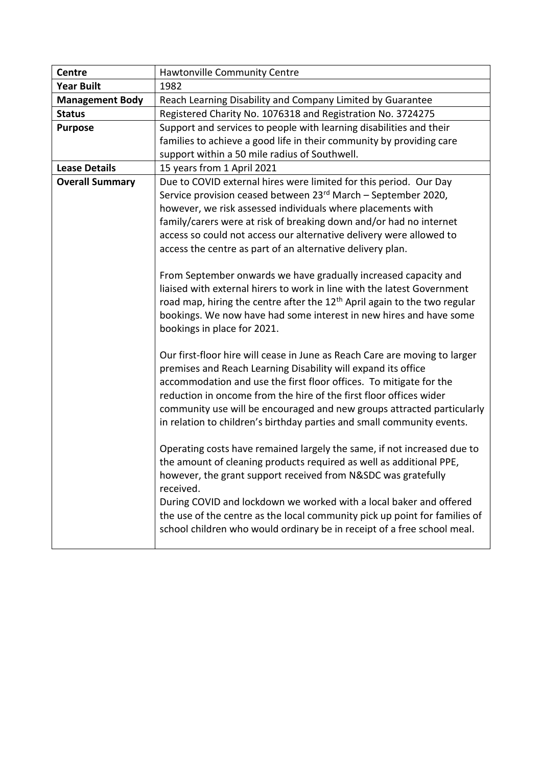| | |
|---|---|
| **Centre** | Hawtonville Community Centre |
| **Year Built** | 1982 |
| **Management Body** | Reach Learning Disability and Company Limited by Guarantee |
| **Status** | Registered Charity No. 1076318 and Registration No. 3724275 |
| **Purpose** | Support and services to people with learning disabilities and their families to achieve a good life in their community by providing care support within a 50 mile radius of Southwell. |
| **Lease Details** | 15 years from 1 April 2021 |
| **Overall Summary** | Due to COVID external hires were limited for this period. Our Day Service provision ceased between 23rd March – September 2020, however, we risk assessed individuals where placements with family/carers were at risk of breaking down and/or had no internet access so could not access our alternative delivery were allowed to access the centre as part of an alternative delivery plan.<br><br>From September onwards we have gradually increased capacity and liaised with external hirers to work in line with the latest Government road map, hiring the centre after the 12th April again to the two regular bookings. We now have had some interest in new hires and have some bookings in place for 2021.<br><br>Our first-floor hire will cease in June as Reach Care are moving to larger premises and Reach Learning Disability will expand its office accommodation and use the first floor offices. To mitigate for the reduction in oncome from the hire of the first floor offices wider community use will be encouraged and new groups attracted particularly in relation to children's birthday parties and small community events.<br><br>Operating costs have remained largely the same, if not increased due to the amount of cleaning products required as well as additional PPE, however, the grant support received from N&SDC was gratefully received.<br>During COVID and lockdown we worked with a local baker and offered the use of the centre as the local community pick up point for families of school children who would ordinary be in receipt of a free school meal. |